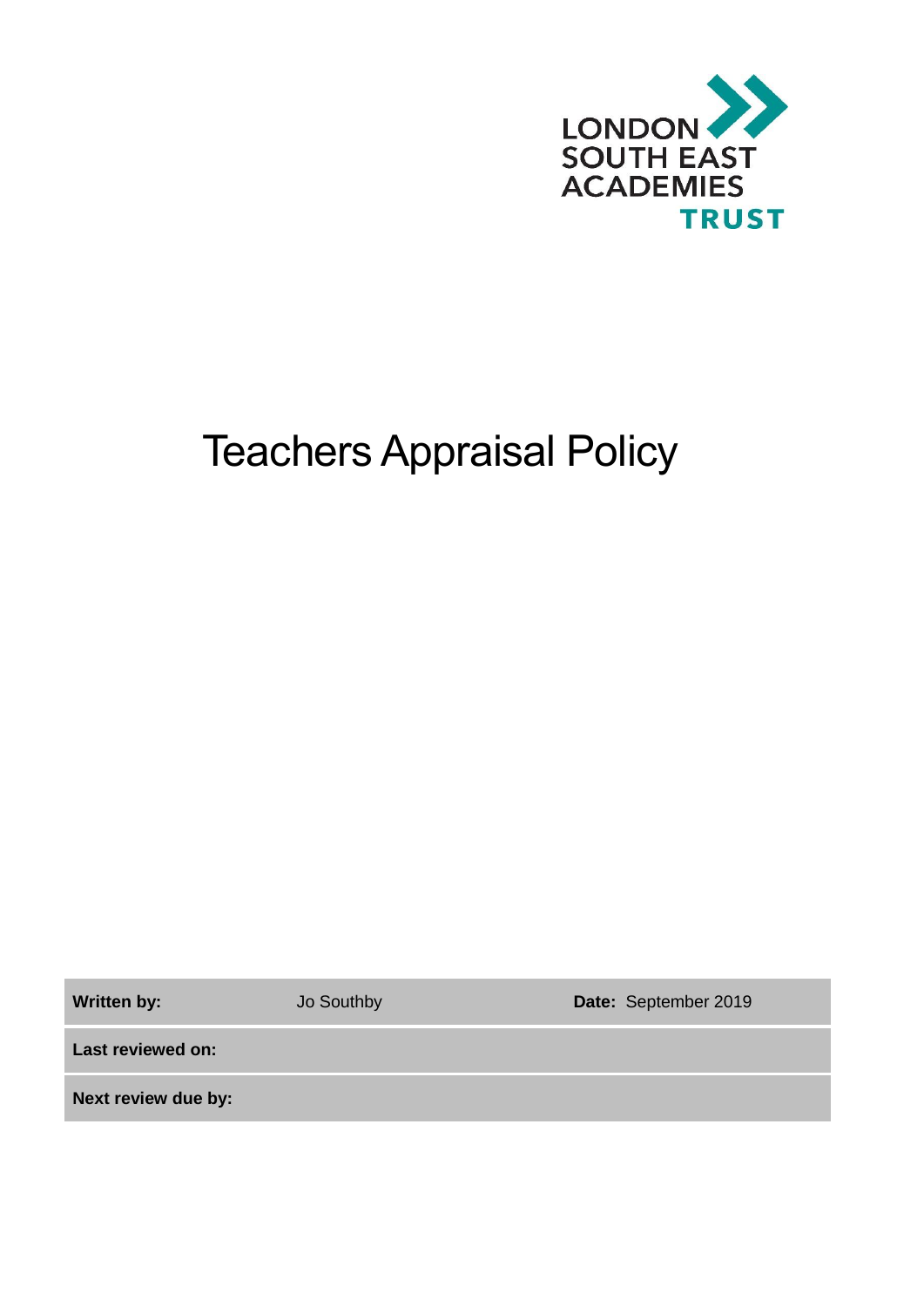LONDON SOUTH EAST ACADEMIES TRUST

# Teachers Appraisal Policy

| **Written by:** | Jo Southby | **Date:** September 2019 |
| --- | --- | --- |
| **Last reviewed on:** | | |
| **Next review due by:** | | |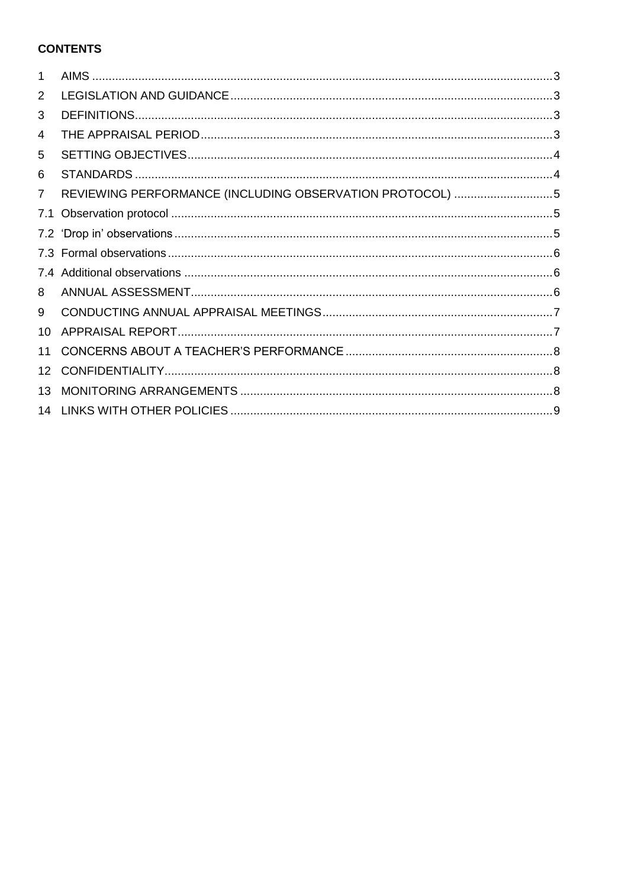**CONTENTS**

1 AIMS ........................................................................................................................................3
2 LEGISLATION AND GUIDANCE ..................................................................................................3
3 DEFINITIONS.............................................................................................................................3
4 THE APPRAISAL PERIOD ..........................................................................................................3
5 SETTING OBJECTIVES..............................................................................................................4
6 STANDARDS .............................................................................................................................4
7 REVIEWING PERFORMANCE (INCLUDING OBSERVATION PROTOCOL) .............................5
7.1 Observation protocol ...................................................................................................................5
7.2 'Drop in' observations..................................................................................................................5
7.3 Formal observations....................................................................................................................6
7.4 Additional observations ...............................................................................................................6
8 ANNUAL ASSESSMENT.............................................................................................................6
9 CONDUCTING ANNUAL APPRAISAL MEETINGS.....................................................................7
10 APPRAISAL REPORT..................................................................................................................7
11 CONCERNS ABOUT A TEACHER'S PERFORMANCE ...............................................................8
12 CONFIDENTIALITY.....................................................................................................................8
13 MONITORING ARRANGEMENTS ..............................................................................................8
14 LINKS WITH OTHER POLICIES .................................................................................................9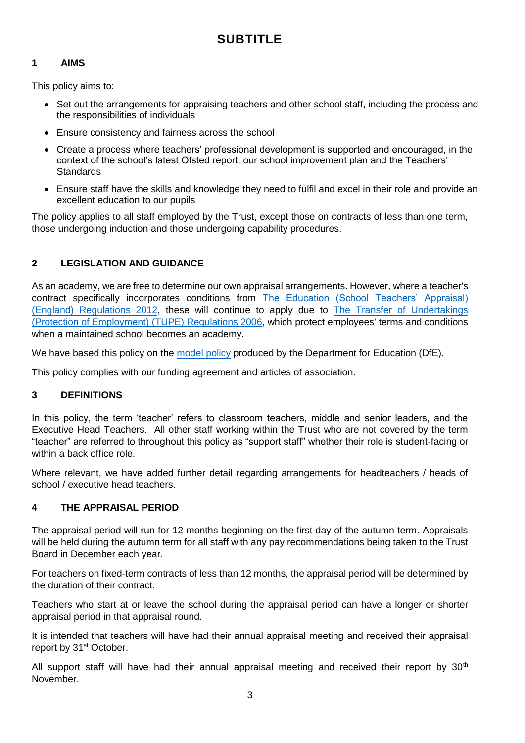# SUBTITLE

## 1 AIMS

This policy aims to:

- Set out the arrangements for appraising teachers and other school staff, including the process and the responsibilities of individuals
- Ensure consistency and fairness across the school
- Create a process where teachers' professional development is supported and encouraged, in the context of the school's latest Ofsted report, our school improvement plan and the Teachers' Standards
- Ensure staff have the skills and knowledge they need to fulfil and excel in their role and provide an excellent education to our pupils

The policy applies to all staff employed by the Trust, except those on contracts of less than one term, those undergoing induction and those undergoing capability procedures.

## 2 LEGISLATION AND GUIDANCE

As an academy, we are free to determine our own appraisal arrangements. However, where a teacher's contract specifically incorporates conditions from The Education (School Teachers' Appraisal) (England) Regulations 2012, these will continue to apply due to The Transfer of Undertakings (Protection of Employment) (TUPE) Regulations 2006, which protect employees' terms and conditions when a maintained school becomes an academy.

We have based this policy on the model policy produced by the Department for Education (DfE).

This policy complies with our funding agreement and articles of association.

## 3 DEFINITIONS

In this policy, the term 'teacher' refers to classroom teachers, middle and senior leaders, and the Executive Head Teachers. All other staff working within the Trust who are not covered by the term "teacher" are referred to throughout this policy as "support staff" whether their role is student-facing or within a back office role.

Where relevant, we have added further detail regarding arrangements for headteachers / heads of school / executive head teachers.

## 4 THE APPRAISAL PERIOD

The appraisal period will run for 12 months beginning on the first day of the autumn term. Appraisals will be held during the autumn term for all staff with any pay recommendations being taken to the Trust Board in December each year.

For teachers on fixed-term contracts of less than 12 months, the appraisal period will be determined by the duration of their contract.

Teachers who start at or leave the school during the appraisal period can have a longer or shorter appraisal period in that appraisal round.

It is intended that teachers will have had their annual appraisal meeting and received their appraisal report by 31st October.

All support staff will have had their annual appraisal meeting and received their report by 30th November.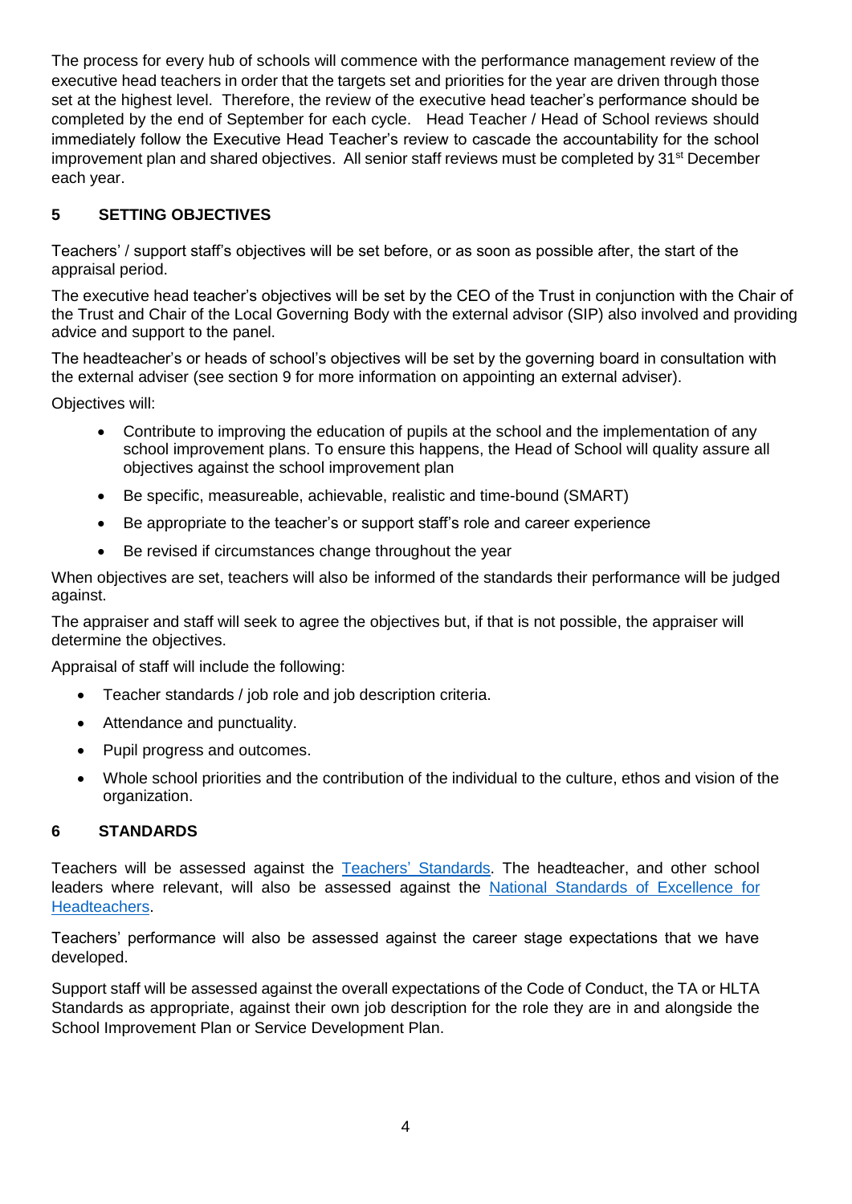The process for every hub of schools will commence with the performance management review of the executive head teachers in order that the targets set and priorities for the year are driven through those set at the highest level. Therefore, the review of the executive head teacher's performance should be completed by the end of September for each cycle. Head Teacher / Head of School reviews should immediately follow the Executive Head Teacher's review to cascade the accountability for the school improvement plan and shared objectives. All senior staff reviews must be completed by 31st December each year.

## 5 SETTING OBJECTIVES

Teachers' / support staff's objectives will be set before, or as soon as possible after, the start of the appraisal period.

The executive head teacher's objectives will be set by the CEO of the Trust in conjunction with the Chair of the Trust and Chair of the Local Governing Body with the external advisor (SIP) also involved and providing advice and support to the panel.

The headteacher's or heads of school's objectives will be set by the governing board in consultation with the external adviser (see section 9 for more information on appointing an external adviser).

Objectives will:

- Contribute to improving the education of pupils at the school and the implementation of any school improvement plans. To ensure this happens, the Head of School will quality assure all objectives against the school improvement plan
- Be specific, measureable, achievable, realistic and time-bound (SMART)
- Be appropriate to the teacher's or support staff's role and career experience
- Be revised if circumstances change throughout the year

When objectives are set, teachers will also be informed of the standards their performance will be judged against.

The appraiser and staff will seek to agree the objectives but, if that is not possible, the appraiser will determine the objectives.

Appraisal of staff will include the following:

- Teacher standards / job role and job description criteria.
- Attendance and punctuality.
- Pupil progress and outcomes.
- Whole school priorities and the contribution of the individual to the culture, ethos and vision of the organization.

## 6 STANDARDS

Teachers will be assessed against the Teachers' Standards. The headteacher, and other school leaders where relevant, will also be assessed against the National Standards of Excellence for Headteachers.

Teachers' performance will also be assessed against the career stage expectations that we have developed.

Support staff will be assessed against the overall expectations of the Code of Conduct, the TA or HLTA Standards as appropriate, against their own job description for the role they are in and alongside the School Improvement Plan or Service Development Plan.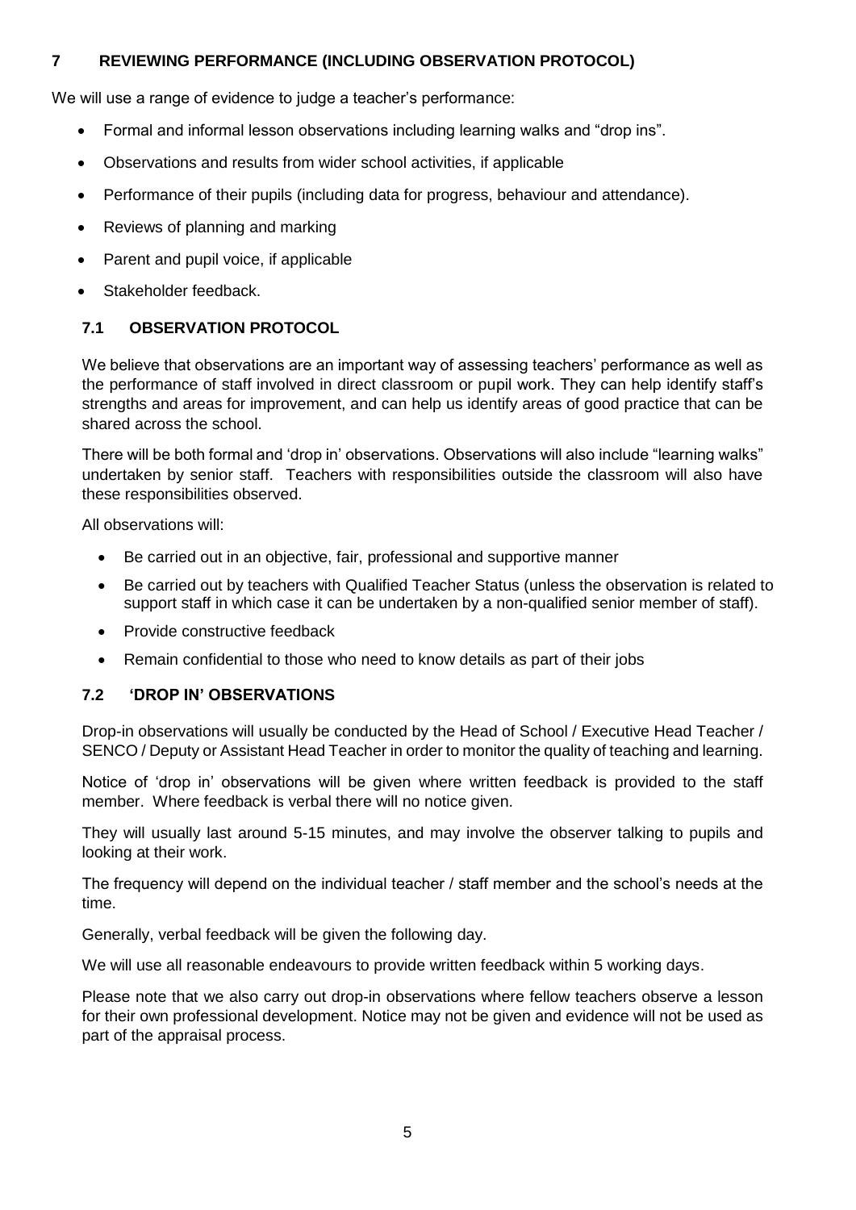## 7 REVIEWING PERFORMANCE (INCLUDING OBSERVATION PROTOCOL)

We will use a range of evidence to judge a teacher's performance:

- Formal and informal lesson observations including learning walks and "drop ins".
- Observations and results from wider school activities, if applicable
- Performance of their pupils (including data for progress, behaviour and attendance).
- Reviews of planning and marking
- Parent and pupil voice, if applicable
- Stakeholder feedback.

### 7.1 OBSERVATION PROTOCOL

We believe that observations are an important way of assessing teachers' performance as well as the performance of staff involved in direct classroom or pupil work. They can help identify staff's strengths and areas for improvement, and can help us identify areas of good practice that can be shared across the school.

There will be both formal and 'drop in' observations. Observations will also include "learning walks" undertaken by senior staff. Teachers with responsibilities outside the classroom will also have these responsibilities observed.

All observations will:

- Be carried out in an objective, fair, professional and supportive manner
- Be carried out by teachers with Qualified Teacher Status (unless the observation is related to support staff in which case it can be undertaken by a non-qualified senior member of staff).
- Provide constructive feedback
- Remain confidential to those who need to know details as part of their jobs

### 7.2 'DROP IN' OBSERVATIONS

Drop-in observations will usually be conducted by the Head of School / Executive Head Teacher / SENCO / Deputy or Assistant Head Teacher in order to monitor the quality of teaching and learning.

Notice of 'drop in' observations will be given where written feedback is provided to the staff member. Where feedback is verbal there will no notice given.

They will usually last around 5-15 minutes, and may involve the observer talking to pupils and looking at their work.

The frequency will depend on the individual teacher / staff member and the school's needs at the time.

Generally, verbal feedback will be given the following day.

We will use all reasonable endeavours to provide written feedback within 5 working days.

Please note that we also carry out drop-in observations where fellow teachers observe a lesson for their own professional development. Notice may not be given and evidence will not be used as part of the appraisal process.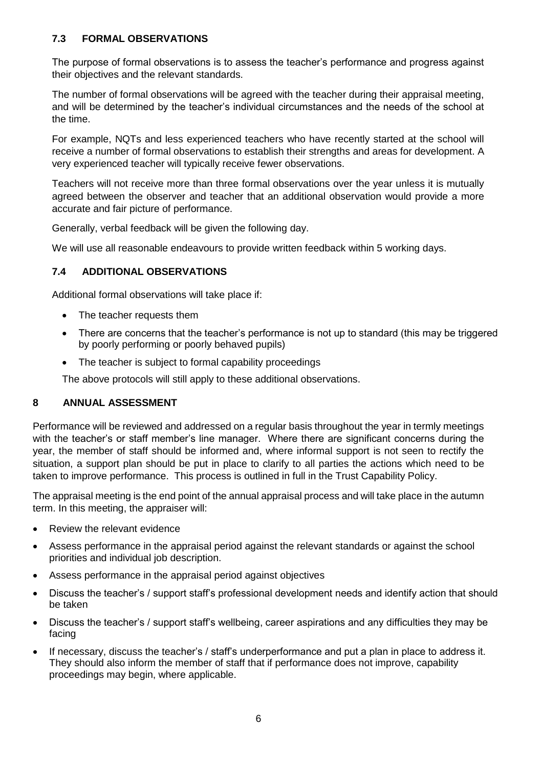### 7.3 FORMAL OBSERVATIONS

The purpose of formal observations is to assess the teacher's performance and progress against their objectives and the relevant standards.

The number of formal observations will be agreed with the teacher during their appraisal meeting, and will be determined by the teacher's individual circumstances and the needs of the school at the time.

For example, NQTs and less experienced teachers who have recently started at the school will receive a number of formal observations to establish their strengths and areas for development. A very experienced teacher will typically receive fewer observations.

Teachers will not receive more than three formal observations over the year unless it is mutually agreed between the observer and teacher that an additional observation would provide a more accurate and fair picture of performance.

Generally, verbal feedback will be given the following day.

We will use all reasonable endeavours to provide written feedback within 5 working days.

### 7.4 ADDITIONAL OBSERVATIONS

Additional formal observations will take place if:

- The teacher requests them
- There are concerns that the teacher's performance is not up to standard (this may be triggered by poorly performing or poorly behaved pupils)
- The teacher is subject to formal capability proceedings

The above protocols will still apply to these additional observations.

## 8 ANNUAL ASSESSMENT

Performance will be reviewed and addressed on a regular basis throughout the year in termly meetings with the teacher's or staff member's line manager. Where there are significant concerns during the year, the member of staff should be informed and, where informal support is not seen to rectify the situation, a support plan should be put in place to clarify to all parties the actions which need to be taken to improve performance. This process is outlined in full in the Trust Capability Policy.

The appraisal meeting is the end point of the annual appraisal process and will take place in the autumn term. In this meeting, the appraiser will:

- Review the relevant evidence
- Assess performance in the appraisal period against the relevant standards or against the school priorities and individual job description.
- Assess performance in the appraisal period against objectives
- Discuss the teacher's / support staff's professional development needs and identify action that should be taken
- Discuss the teacher's / support staff's wellbeing, career aspirations and any difficulties they may be facing
- If necessary, discuss the teacher's / staff's underperformance and put a plan in place to address it. They should also inform the member of staff that if performance does not improve, capability proceedings may begin, where applicable.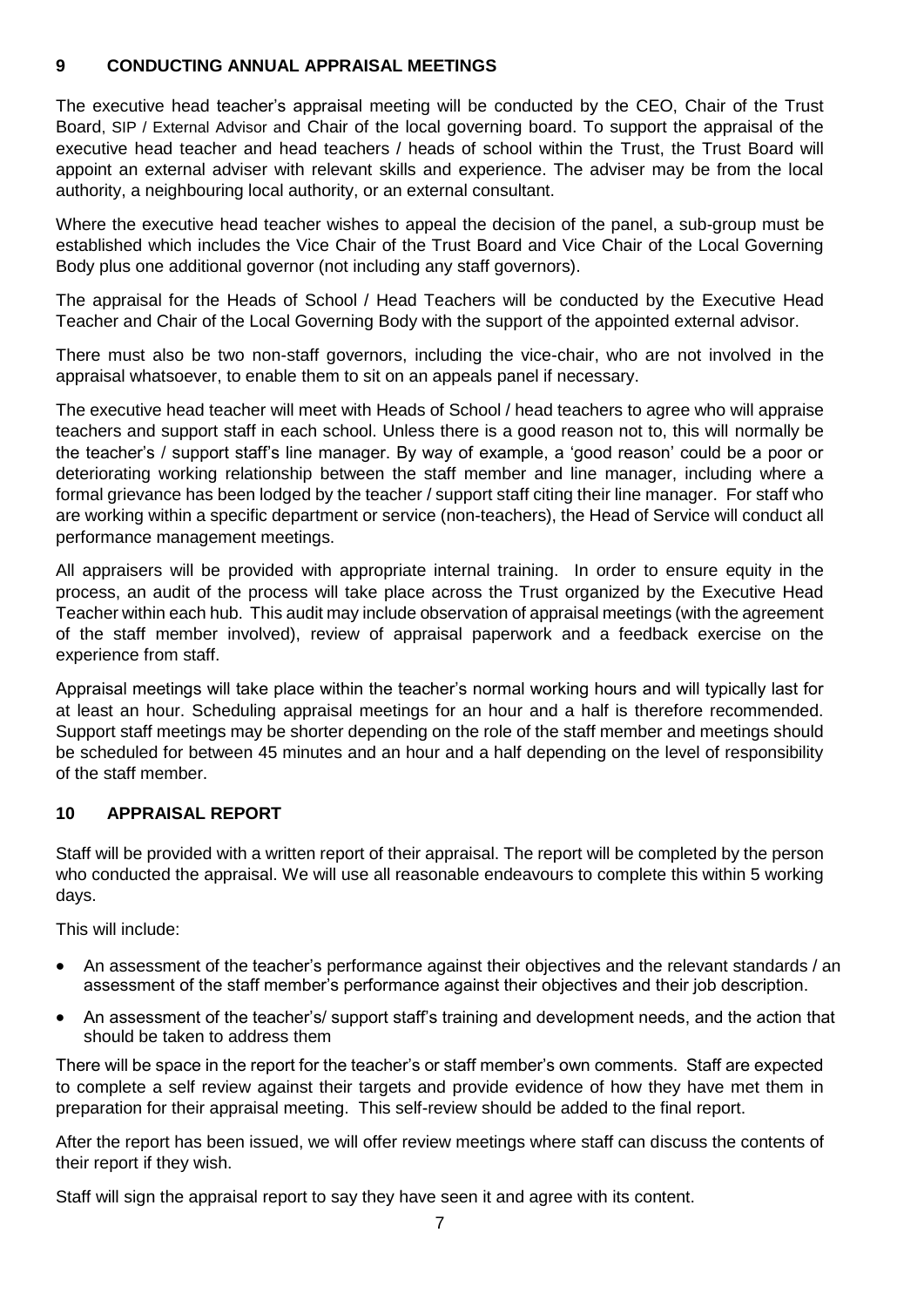## 9 CONDUCTING ANNUAL APPRAISAL MEETINGS

The executive head teacher's appraisal meeting will be conducted by the CEO, Chair of the Trust Board, SIP / External Advisor and Chair of the local governing board. To support the appraisal of the executive head teacher and head teachers / heads of school within the Trust, the Trust Board will appoint an external adviser with relevant skills and experience. The adviser may be from the local authority, a neighbouring local authority, or an external consultant.

Where the executive head teacher wishes to appeal the decision of the panel, a sub-group must be established which includes the Vice Chair of the Trust Board and Vice Chair of the Local Governing Body plus one additional governor (not including any staff governors).

The appraisal for the Heads of School / Head Teachers will be conducted by the Executive Head Teacher and Chair of the Local Governing Body with the support of the appointed external advisor.

There must also be two non-staff governors, including the vice-chair, who are not involved in the appraisal whatsoever, to enable them to sit on an appeals panel if necessary.

The executive head teacher will meet with Heads of School / head teachers to agree who will appraise teachers and support staff in each school. Unless there is a good reason not to, this will normally be the teacher's / support staff's line manager. By way of example, a 'good reason' could be a poor or deteriorating working relationship between the staff member and line manager, including where a formal grievance has been lodged by the teacher / support staff citing their line manager. For staff who are working within a specific department or service (non-teachers), the Head of Service will conduct all performance management meetings.

All appraisers will be provided with appropriate internal training. In order to ensure equity in the process, an audit of the process will take place across the Trust organized by the Executive Head Teacher within each hub. This audit may include observation of appraisal meetings (with the agreement of the staff member involved), review of appraisal paperwork and a feedback exercise on the experience from staff.

Appraisal meetings will take place within the teacher's normal working hours and will typically last for at least an hour. Scheduling appraisal meetings for an hour and a half is therefore recommended. Support staff meetings may be shorter depending on the role of the staff member and meetings should be scheduled for between 45 minutes and an hour and a half depending on the level of responsibility of the staff member.

## 10 APPRAISAL REPORT

Staff will be provided with a written report of their appraisal. The report will be completed by the person who conducted the appraisal. We will use all reasonable endeavours to complete this within 5 working days.

This will include:

- An assessment of the teacher's performance against their objectives and the relevant standards / an assessment of the staff member's performance against their objectives and their job description.
- An assessment of the teacher's/ support staff's training and development needs, and the action that should be taken to address them

There will be space in the report for the teacher's or staff member's own comments. Staff are expected to complete a self review against their targets and provide evidence of how they have met them in preparation for their appraisal meeting. This self-review should be added to the final report.

After the report has been issued, we will offer review meetings where staff can discuss the contents of their report if they wish.

Staff will sign the appraisal report to say they have seen it and agree with its content.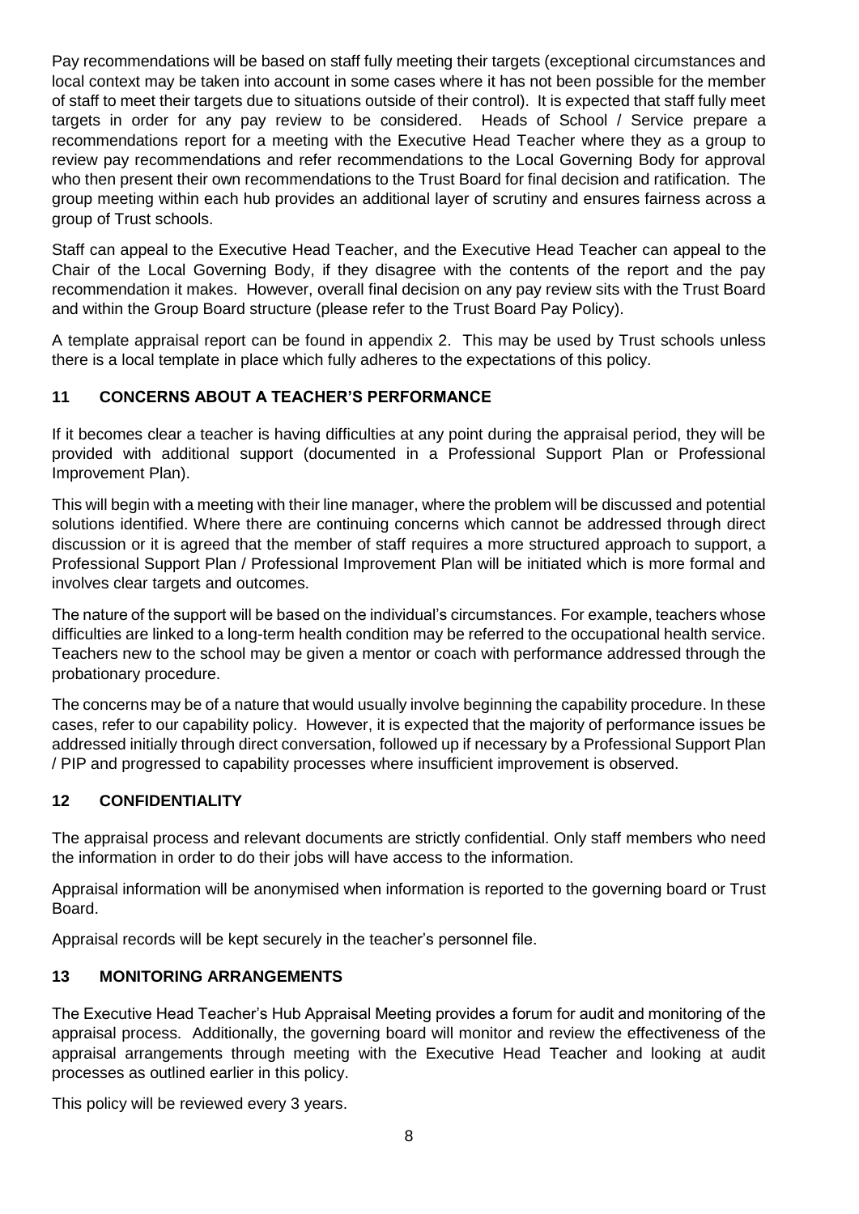Pay recommendations will be based on staff fully meeting their targets (exceptional circumstances and local context may be taken into account in some cases where it has not been possible for the member of staff to meet their targets due to situations outside of their control). It is expected that staff fully meet targets in order for any pay review to be considered. Heads of School / Service prepare a recommendations report for a meeting with the Executive Head Teacher where they as a group to review pay recommendations and refer recommendations to the Local Governing Body for approval who then present their own recommendations to the Trust Board for final decision and ratification. The group meeting within each hub provides an additional layer of scrutiny and ensures fairness across a group of Trust schools.

Staff can appeal to the Executive Head Teacher, and the Executive Head Teacher can appeal to the Chair of the Local Governing Body, if they disagree with the contents of the report and the pay recommendation it makes. However, overall final decision on any pay review sits with the Trust Board and within the Group Board structure (please refer to the Trust Board Pay Policy).

A template appraisal report can be found in appendix 2. This may be used by Trust schools unless there is a local template in place which fully adheres to the expectations of this policy.

## 11 CONCERNS ABOUT A TEACHER'S PERFORMANCE

If it becomes clear a teacher is having difficulties at any point during the appraisal period, they will be provided with additional support (documented in a Professional Support Plan or Professional Improvement Plan).

This will begin with a meeting with their line manager, where the problem will be discussed and potential solutions identified. Where there are continuing concerns which cannot be addressed through direct discussion or it is agreed that the member of staff requires a more structured approach to support, a Professional Support Plan / Professional Improvement Plan will be initiated which is more formal and involves clear targets and outcomes.

The nature of the support will be based on the individual's circumstances. For example, teachers whose difficulties are linked to a long-term health condition may be referred to the occupational health service. Teachers new to the school may be given a mentor or coach with performance addressed through the probationary procedure.

The concerns may be of a nature that would usually involve beginning the capability procedure. In these cases, refer to our capability policy. However, it is expected that the majority of performance issues be addressed initially through direct conversation, followed up if necessary by a Professional Support Plan / PIP and progressed to capability processes where insufficient improvement is observed.

## 12 CONFIDENTIALITY

The appraisal process and relevant documents are strictly confidential. Only staff members who need the information in order to do their jobs will have access to the information.

Appraisal information will be anonymised when information is reported to the governing board or Trust Board.

Appraisal records will be kept securely in the teacher's personnel file.

## 13 MONITORING ARRANGEMENTS

The Executive Head Teacher's Hub Appraisal Meeting provides a forum for audit and monitoring of the appraisal process. Additionally, the governing board will monitor and review the effectiveness of the appraisal arrangements through meeting with the Executive Head Teacher and looking at audit processes as outlined earlier in this policy.

This policy will be reviewed every 3 years.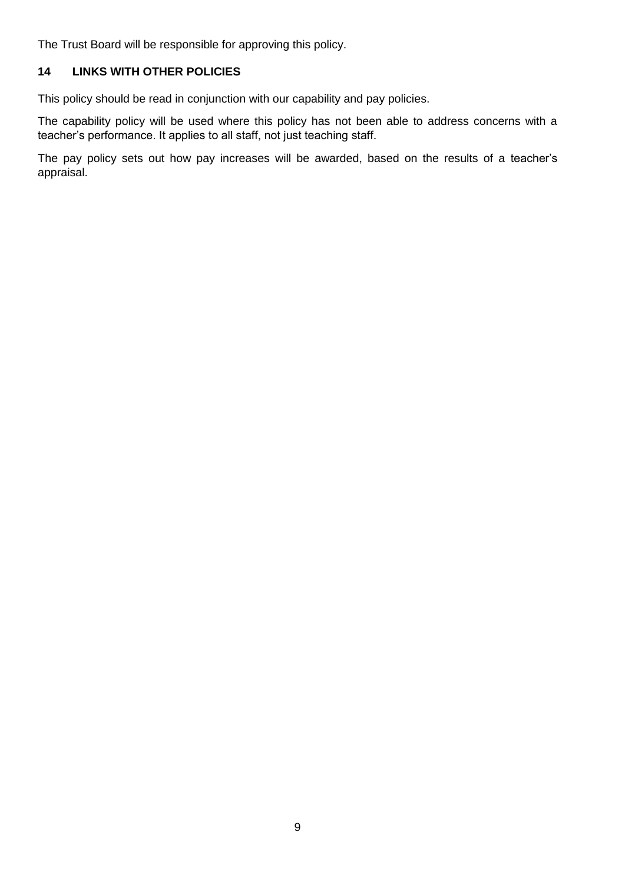The Trust Board will be responsible for approving this policy.

## 14 LINKS WITH OTHER POLICIES

This policy should be read in conjunction with our capability and pay policies.

The capability policy will be used where this policy has not been able to address concerns with a teacher's performance. It applies to all staff, not just teaching staff.

The pay policy sets out how pay increases will be awarded, based on the results of a teacher's appraisal.